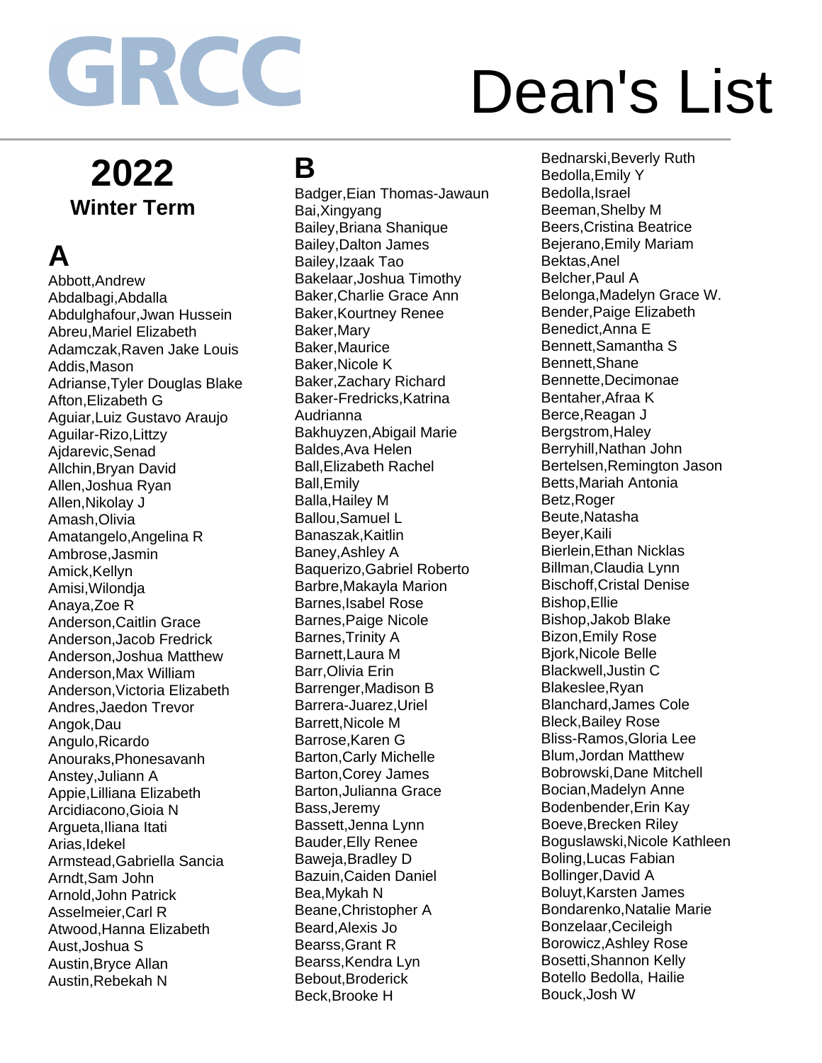GRCC

# Dean's List

## 2022
### Winter Term

## A

Abbott,Andrew
Abdalbagi,Abdalla
Abdulghafour,Jwan Hussein
Abreu,Mariel Elizabeth
Adamczak,Raven Jake Louis
Addis,Mason
Adrianse,Tyler Douglas Blake
Afton,Elizabeth G
Aguiar,Luiz Gustavo Araujo
Aguilar-Rizo,Littzy
Ajdarevic,Senad
Allchin,Bryan David
Allen,Joshua Ryan
Allen,Nikolay J
Amash,Olivia
Amatangelo,Angelina R
Ambrose,Jasmin
Amick,Kellyn
Amisi,Wilondja
Anaya,Zoe R
Anderson,Caitlin Grace
Anderson,Jacob Fredrick
Anderson,Joshua Matthew
Anderson,Max William
Anderson,Victoria Elizabeth
Andres,Jaedon Trevor
Angok,Dau
Angulo,Ricardo
Anouraks,Phonesavanh
Anstey,Juliann A
Appie,Lilliana Elizabeth
Arcidiacono,Gioia N
Argueta,Iliana Itati
Arias,Idekel
Armstead,Gabriella Sancia
Arndt,Sam John
Arnold,John Patrick
Asselmeier,Carl R
Atwood,Hanna Elizabeth
Aust,Joshua S
Austin,Bryce Allan
Austin,Rebekah N

## B

Badger,Eian Thomas-Jawaun
Bai,Xingyang
Bailey,Briana Shanique
Bailey,Dalton James
Bailey,Izaak Tao
Bakelaar,Joshua Timothy
Baker,Charlie Grace Ann
Baker,Kourtney Renee
Baker,Mary
Baker,Maurice
Baker,Nicole K
Baker,Zachary Richard
Baker-Fredricks,Katrina Audrianna
Bakhuyzen,Abigail Marie
Baldes,Ava Helen
Ball,Elizabeth Rachel
Ball,Emily
Balla,Hailey M
Ballou,Samuel L
Banaszak,Kaitlin
Baney,Ashley A
Baquerizo,Gabriel Roberto
Barbre,Makayla Marion
Barnes,Isabel Rose
Barnes,Paige Nicole
Barnes,Trinity A
Barnett,Laura M
Barr,Olivia Erin
Barrenger,Madison B
Barrera-Juarez,Uriel
Barrett,Nicole M
Barrose,Karen G
Barton,Carly Michelle
Barton,Corey James
Barton,Julianna Grace
Bass,Jeremy
Bassett,Jenna Lynn
Bauder,Elly Renee
Baweja,Bradley D
Bazuin,Caiden Daniel
Bea,Mykah N
Beane,Christopher A
Beard,Alexis Jo
Bearss,Grant R
Bearss,Kendra Lyn
Bebout,Broderick
Beck,Brooke H
Bednarski,Beverly Ruth
Bedolla,Emily Y
Bedolla,Israel
Beeman,Shelby M
Beers,Cristina Beatrice
Bejerano,Emily Mariam
Bektas,Anel
Belcher,Paul A
Belonga,Madelyn Grace W.
Bender,Paige Elizabeth
Benedict,Anna E
Bennett,Samantha S
Bennett,Shane
Bennette,Decimonae
Bentaher,Afraa K
Berce,Reagan J
Bergstrom,Haley
Berryhill,Nathan John
Bertelsen,Remington Jason
Betts,Mariah Antonia
Betz,Roger
Beute,Natasha
Beyer,Kaili
Bierlein,Ethan Nicklas
Billman,Claudia Lynn
Bischoff,Cristal Denise
Bishop,Ellie
Bishop,Jakob Blake
Bizon,Emily Rose
Bjork,Nicole Belle
Blackwell,Justin C
Blakeslee,Ryan
Blanchard,James Cole
Bleck,Bailey Rose
Bliss-Ramos,Gloria Lee
Blum,Jordan Matthew
Bobrowski,Dane Mitchell
Bocian,Madelyn Anne
Bodenbender,Erin Kay
Boeve,Brecken Riley
Boguslawski,Nicole Kathleen
Boling,Lucas Fabian
Bollinger,David A
Boluyt,Karsten James
Bondarenko,Natalie Marie
Bonzelaar,Cecileigh
Borowicz,Ashley Rose
Bosetti,Shannon Kelly
Botello Bedolla, Hailie
Bouck,Josh W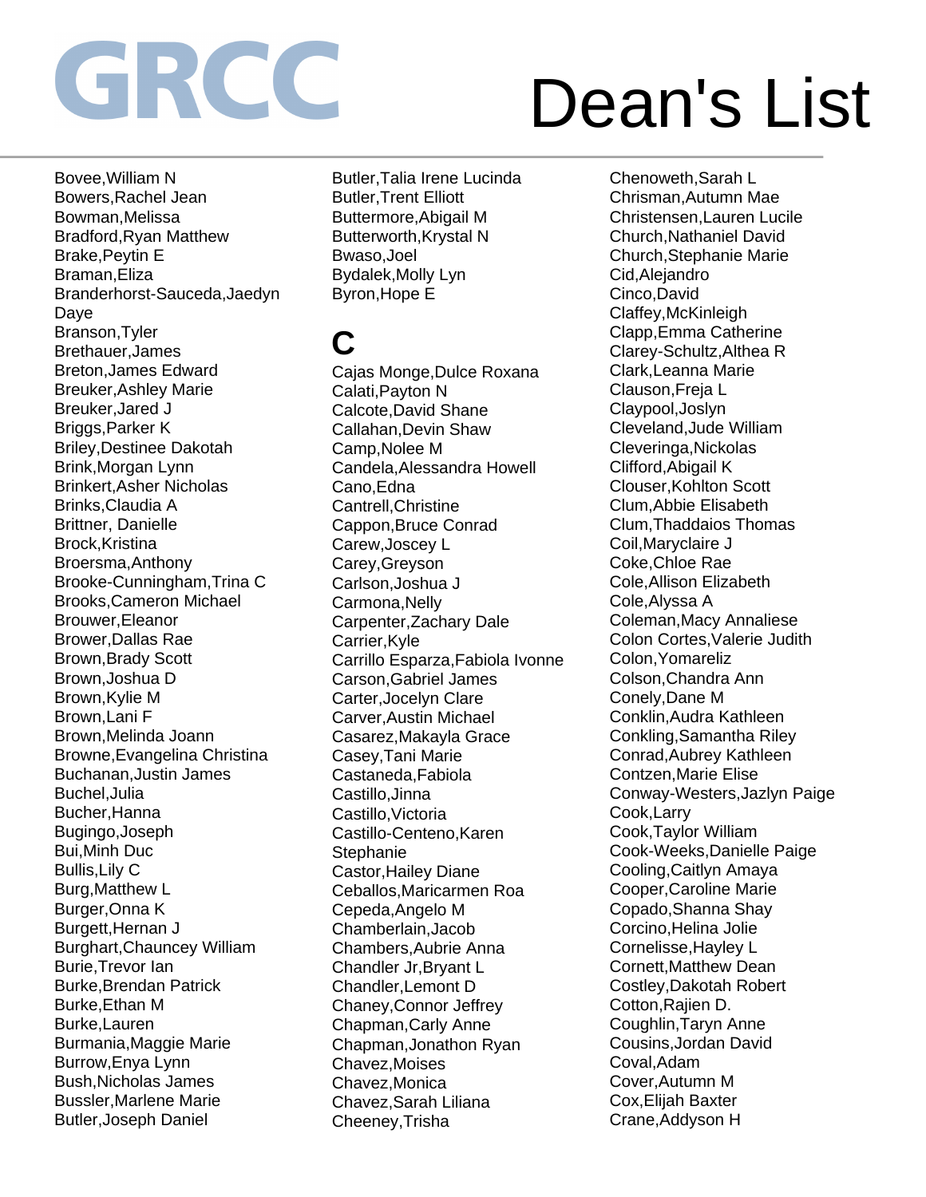# GRCC Dean's List

Bovee,William N
Bowers,Rachel Jean
Bowman,Melissa
Bradford,Ryan Matthew
Brake,Peytin E
Braman,Eliza
Branderhorst-Sauceda,Jaedyn Daye
Branson,Tyler
Brethauer,James
Breton,James Edward
Breuker,Ashley Marie
Breuker,Jared J
Briggs,Parker K
Briley,Destinee Dakotah
Brink,Morgan Lynn
Brinkert,Asher Nicholas
Brinks,Claudia A
Brittner, Danielle
Brock,Kristina
Broersma,Anthony
Brooke-Cunningham,Trina C
Brooks,Cameron Michael
Brouwer,Eleanor
Brower,Dallas Rae
Brown,Brady Scott
Brown,Joshua D
Brown,Kylie M
Brown,Lani F
Brown,Melinda Joann
Browne,Evangelina Christina
Buchanan,Justin James
Buchel,Julia
Bucher,Hanna
Bugingo,Joseph
Bui,Minh Duc
Bullis,Lily C
Burg,Matthew L
Burger,Onna K
Burgett,Hernan J
Burghart,Chauncey William
Burie,Trevor Ian
Burke,Brendan Patrick
Burke,Ethan M
Burke,Lauren
Burmania,Maggie Marie
Burrow,Enya Lynn
Bush,Nicholas James
Bussler,Marlene Marie
Butler,Joseph Daniel
Butler,Talia Irene Lucinda
Butler,Trent Elliott
Buttermore,Abigail M
Butterworth,Krystal N
Bwaso,Joel
Bydalek,Molly Lyn
Byron,Hope E

## C

Cajas Monge,Dulce Roxana
Calati,Payton N
Calcote,David Shane
Callahan,Devin Shaw
Camp,Nolee M
Candela,Alessandra Howell
Cano,Edna
Cantrell,Christine
Cappon,Bruce Conrad
Carew,Joscey L
Carey,Greyson
Carlson,Joshua J
Carmona,Nelly
Carpenter,Zachary Dale
Carrier,Kyle
Carrillo Esparza,Fabiola Ivonne
Carson,Gabriel James
Carter,Jocelyn Clare
Carver,Austin Michael
Casarez,Makayla Grace
Casey,Tani Marie
Castaneda,Fabiola
Castillo,Jinna
Castillo,Victoria
Castillo-Centeno,Karen Stephanie
Castor,Hailey Diane
Ceballos,Maricarmen Roa
Cepeda,Angelo M
Chamberlain,Jacob
Chambers,Aubrie Anna
Chandler Jr,Bryant L
Chandler,Lemont D
Chaney,Connor Jeffrey
Chapman,Carly Anne
Chapman,Jonathon Ryan
Chavez,Moises
Chavez,Monica
Chavez,Sarah Liliana
Cheeney,Trisha
Chenoweth,Sarah L
Chrisman,Autumn Mae
Christensen,Lauren Lucile
Church,Nathaniel David
Church,Stephanie Marie
Cid,Alejandro
Cinco,David
Claffey,McKinleigh
Clapp,Emma Catherine
Clarey-Schultz,Althea R
Clark,Leanna Marie
Clauson,Freja L
Claypool,Joslyn
Cleveland,Jude William
Cleveringa,Nickolas
Clifford,Abigail K
Clouser,Kohlton Scott
Clum,Abbie Elisabeth
Clum,Thaddaios Thomas
Coil,Maryclaire J
Coke,Chloe Rae
Cole,Allison Elizabeth
Cole,Alyssa A
Coleman,Macy Annaliese
Colon Cortes,Valerie Judith
Colon,Yomareliz
Colson,Chandra Ann
Conely,Dane M
Conklin,Audra Kathleen
Conkling,Samantha Riley
Conrad,Aubrey Kathleen
Contzen,Marie Elise
Conway-Westers,Jazlyn Paige
Cook,Larry
Cook,Taylor William
Cook-Weeks,Danielle Paige
Cooling,Caitlyn Amaya
Cooper,Caroline Marie
Copado,Shanna Shay
Corcino,Helina Jolie
Cornelisse,Hayley L
Cornett,Matthew Dean
Costley,Dakotah Robert
Cotton,Rajien D.
Coughlin,Taryn Anne
Cousins,Jordan David
Coval,Adam
Cover,Autumn M
Cox,Elijah Baxter
Crane,Addyson H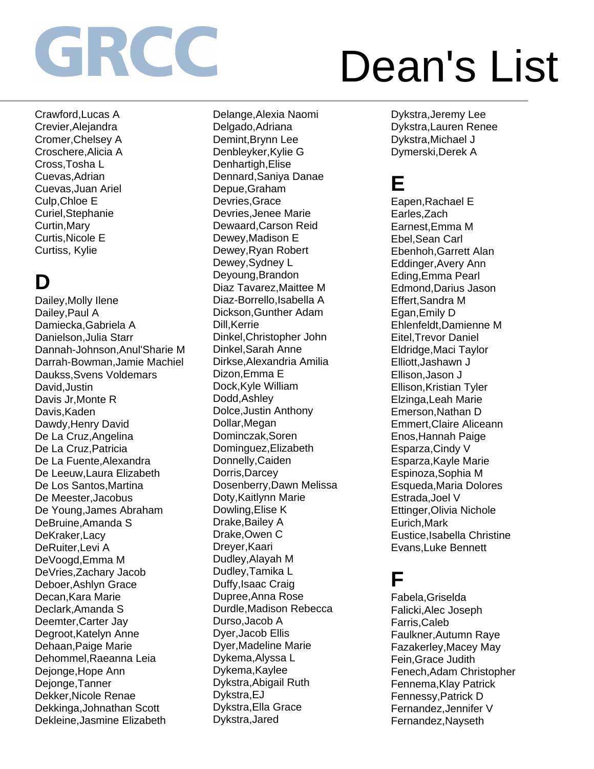# GRCC Dean's List

Crawford,Lucas A
Crevier,Alejandra
Cromer,Chelsey A
Croschere,Alicia A
Cross,Tosha L
Cuevas,Adrian
Cuevas,Juan Ariel
Culp,Chloe E
Curiel,Stephanie
Curtin,Mary
Curtis,Nicole E
Curtiss, Kylie

## D

Dailey,Molly Ilene
Dailey,Paul A
Damiecka,Gabriela A
Danielson,Julia Starr
Dannah-Johnson,Anul'Sharie M
Darrah-Bowman,Jamie Machiel
Daukss,Svens Voldemars
David,Justin
Davis Jr,Monte R
Davis,Kaden
Dawdy,Henry David
De La Cruz,Angelina
De La Cruz,Patricia
De La Fuente,Alexandra
De Leeuw,Laura Elizabeth
De Los Santos,Martina
De Meester,Jacobus
De Young,James Abraham
DeBruine,Amanda S
DeKraker,Lacy
DeRuiter,Levi A
DeVoogd,Emma M
DeVries,Zachary Jacob
Deboer,Ashlyn Grace
Decan,Kara Marie
Declark,Amanda S
Deemter,Carter Jay
Degroot,Katelyn Anne
Dehaan,Paige Marie
Dehommel,Raeanna Leia
Dejonge,Hope Ann
Dejonge,Tanner
Dekker,Nicole Renae
Dekkinga,Johnathan Scott
Dekleine,Jasmine Elizabeth
Delange,Alexia Naomi
Delgado,Adriana
Demint,Brynn Lee
Denbleyker,Kylie G
Denhartigh,Elise
Dennard,Saniya Danae
Depue,Graham
Devries,Grace
Devries,Jenee Marie
Dewaard,Carson Reid
Dewey,Madison E
Dewey,Ryan Robert
Dewey,Sydney L
Deyoung,Brandon
Diaz Tavarez,Maittee M
Diaz-Borrello,Isabella A
Dickson,Gunther Adam
Dill,Kerrie
Dinkel,Christopher John
Dinkel,Sarah Anne
Dirkse,Alexandria Amilia
Dizon,Emma E
Dock,Kyle William
Dodd,Ashley
Dolce,Justin Anthony
Dollar,Megan
Dominczak,Soren
Dominguez,Elizabeth
Donnelly,Caiden
Dorris,Darcey
Dosenberry,Dawn Melissa
Doty,Kaitlynn Marie
Dowling,Elise K
Drake,Bailey A
Drake,Owen C
Dreyer,Kaari
Dudley,Alayah M
Dudley,Tamika L
Duffy,Isaac Craig
Dupree,Anna Rose
Durdle,Madison Rebecca
Durso,Jacob A
Dyer,Jacob Ellis
Dyer,Madeline Marie
Dykema,Alyssa L
Dykema,Kaylee
Dykstra,Abigail Ruth
Dykstra,EJ
Dykstra,Ella Grace
Dykstra,Jared
Dykstra,Jeremy Lee
Dykstra,Lauren Renee
Dykstra,Michael J
Dymerski,Derek A

## E

Eapen,Rachael E
Earles,Zach
Earnest,Emma M
Ebel,Sean Carl
Ebenhoh,Garrett Alan
Eddinger,Avery Ann
Eding,Emma Pearl
Edmond,Darius Jason
Effert,Sandra M
Egan,Emily D
Ehlenfeldt,Damienne M
Eitel,Trevor Daniel
Eldridge,Maci Taylor
Elliott,Jashawn J
Ellison,Jason J
Ellison,Kristian Tyler
Elzinga,Leah Marie
Emerson,Nathan D
Emmert,Claire Aliceann
Enos,Hannah Paige
Esparza,Cindy V
Esparza,Kayle Marie
Espinoza,Sophia M
Esqueda,Maria Dolores
Estrada,Joel V
Ettinger,Olivia Nichole
Eurich,Mark
Eustice,Isabella Christine
Evans,Luke Bennett

## F

Fabela,Griselda
Falicki,Alec Joseph
Farris,Caleb
Faulkner,Autumn Raye
Fazakerley,Macey May
Fein,Grace Judith
Fenech,Adam Christopher
Fennema,Klay Patrick
Fennessy,Patrick D
Fernandez,Jennifer V
Fernandez,Nayseth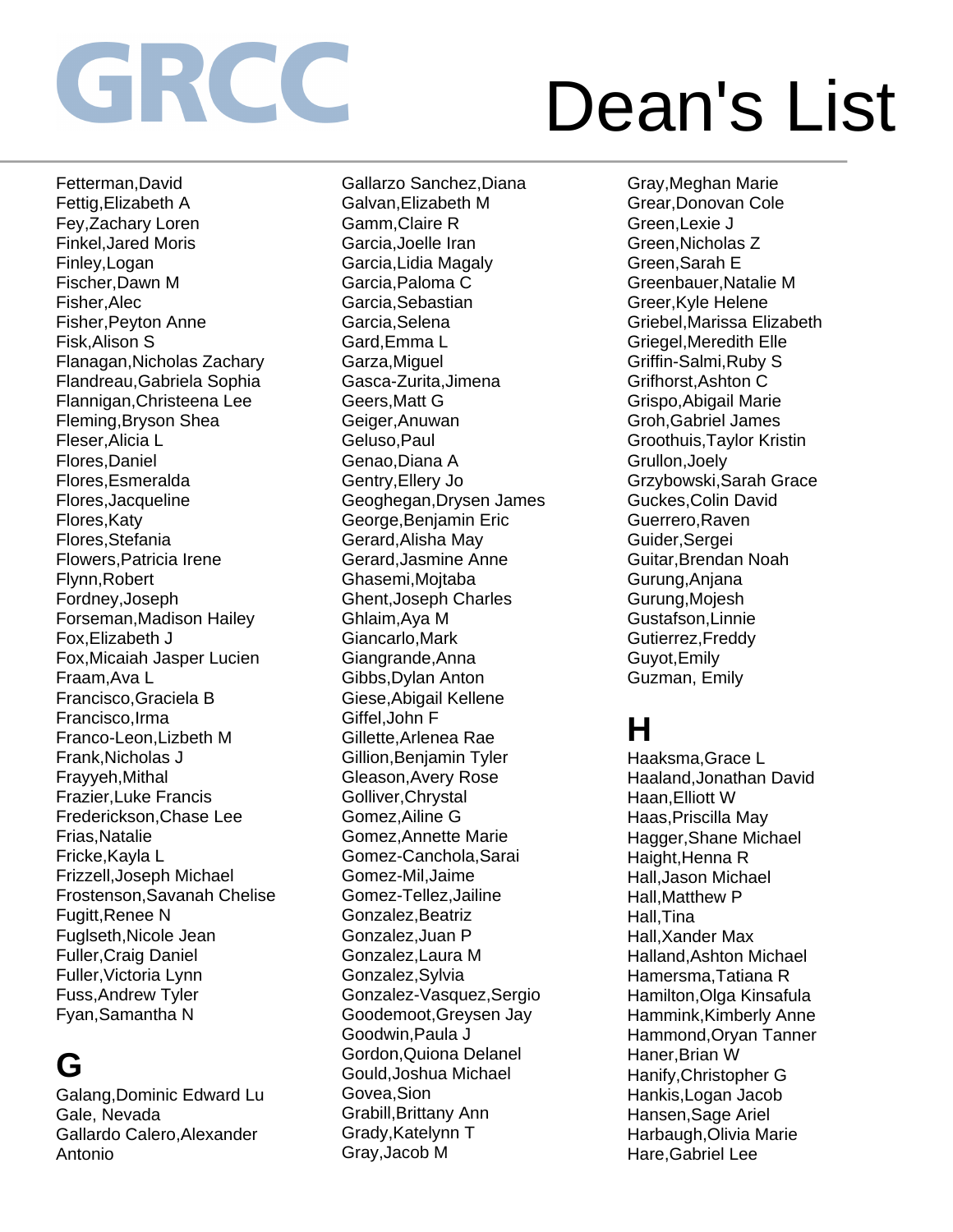# GRCC Dean's List

Fetterman,David
Fettig,Elizabeth A
Fey,Zachary Loren
Finkel,Jared Moris
Finley,Logan
Fischer,Dawn M
Fisher,Alec
Fisher,Peyton Anne
Fisk,Alison S
Flanagan,Nicholas Zachary
Flandreau,Gabriela Sophia
Flannigan,Christeena Lee
Fleming,Bryson Shea
Fleser,Alicia L
Flores,Daniel
Flores,Esmeralda
Flores,Jacqueline
Flores,Katy
Flores,Stefania
Flowers,Patricia Irene
Flynn,Robert
Fordney,Joseph
Forseman,Madison Hailey
Fox,Elizabeth J
Fox,Micaiah Jasper Lucien
Fraam,Ava L
Francisco,Graciela B
Francisco,Irma
Franco-Leon,Lizbeth M
Frank,Nicholas J
Frayyeh,Mithal
Frazier,Luke Francis
Frederickson,Chase Lee
Frias,Natalie
Fricke,Kayla L
Frizzell,Joseph Michael
Frostenson,Savanah Chelise
Fugitt,Renee N
Fuglseth,Nicole Jean
Fuller,Craig Daniel
Fuller,Victoria Lynn
Fuss,Andrew Tyler
Fyan,Samantha N

## G

Galang,Dominic Edward Lu
Gale, Nevada
Gallardo Calero,Alexander Antonio
Gallarzo Sanchez,Diana
Galvan,Elizabeth M
Gamm,Claire R
Garcia,Joelle Iran
Garcia,Lidia Magaly
Garcia,Paloma C
Garcia,Sebastian
Garcia,Selena
Gard,Emma L
Garza,Miguel
Gasca-Zurita,Jimena
Geers,Matt G
Geiger,Anuwan
Geluso,Paul
Genao,Diana A
Gentry,Ellery Jo
Geoghegan,Drysen James
George,Benjamin Eric
Gerard,Alisha May
Gerard,Jasmine Anne
Ghasemi,Mojtaba
Ghent,Joseph Charles
Ghlaim,Aya M
Giancarlo,Mark
Giangrande,Anna
Gibbs,Dylan Anton
Giese,Abigail Kellene
Giffel,John F
Gillette,Arlenea Rae
Gillion,Benjamin Tyler
Gleason,Avery Rose
Golliver,Chrystal
Gomez,Ailine G
Gomez,Annette Marie
Gomez-Canchola,Sarai
Gomez-Mil,Jaime
Gomez-Tellez,Jailine
Gonzalez,Beatriz
Gonzalez,Juan P
Gonzalez,Laura M
Gonzalez,Sylvia
Gonzalez-Vasquez,Sergio
Goodemoot,Greysen Jay
Goodwin,Paula J
Gordon,Quiona Delanel
Gould,Joshua Michael
Govea,Sion
Grabill,Brittany Ann
Grady,Katelynn T
Gray,Jacob M
Gray,Meghan Marie
Grear,Donovan Cole
Green,Lexie J
Green,Nicholas Z
Green,Sarah E
Greenbauer,Natalie M
Greer,Kyle Helene
Griebel,Marissa Elizabeth
Griegel,Meredith Elle
Griffin-Salmi,Ruby S
Grifhorst,Ashton C
Grispo,Abigail Marie
Groh,Gabriel James
Groothuis,Taylor Kristin
Grullon,Joely
Grzybowski,Sarah Grace
Guckes,Colin David
Guerrero,Raven
Guider,Sergei
Guitar,Brendan Noah
Gurung,Anjana
Gurung,Mojesh
Gustafson,Linnie
Gutierrez,Freddy
Guyot,Emily
Guzman, Emily

## H

Haaksma,Grace L
Haaland,Jonathan David
Haan,Elliott W
Haas,Priscilla May
Hagger,Shane Michael
Haight,Henna R
Hall,Jason Michael
Hall,Matthew P
Hall,Tina
Hall,Xander Max
Halland,Ashton Michael
Hamersma,Tatiana R
Hamilton,Olga Kinsafula
Hammink,Kimberly Anne
Hammond,Oryan Tanner
Haner,Brian W
Hanify,Christopher G
Hankis,Logan Jacob
Hansen,Sage Ariel
Harbaugh,Olivia Marie
Hare,Gabriel Lee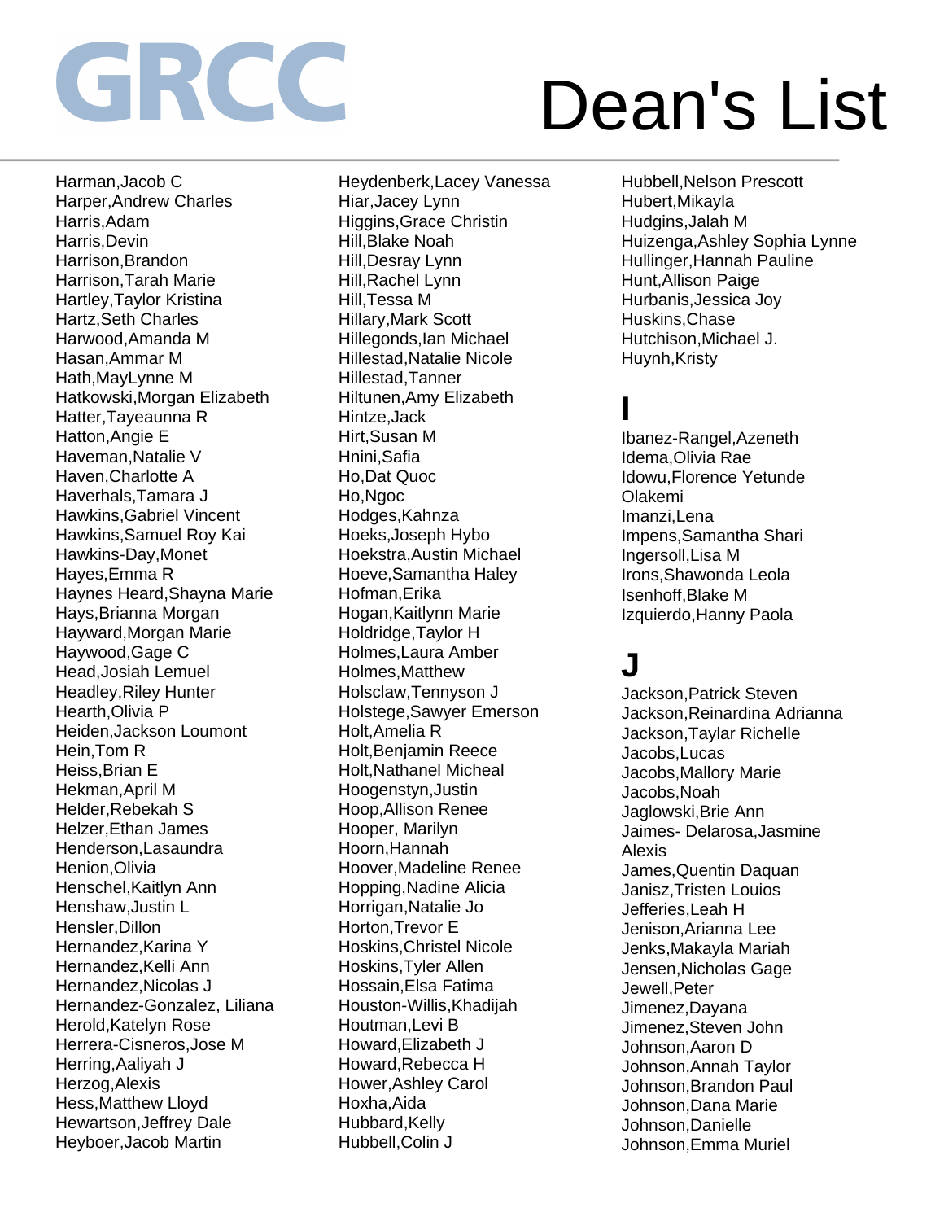GRCC

# Dean's List

Harman,Jacob C
Harper,Andrew Charles
Harris,Adam
Harris,Devin
Harrison,Brandon
Harrison,Tarah Marie
Hartley,Taylor Kristina
Hartz,Seth Charles
Harwood,Amanda M
Hasan,Ammar M
Hath,MayLynne M
Hatkowski,Morgan Elizabeth
Hatter,Tayeaunna R
Hatton,Angie E
Haveman,Natalie V
Haven,Charlotte A
Haverhals,Tamara J
Hawkins,Gabriel Vincent
Hawkins,Samuel Roy Kai
Hawkins-Day,Monet
Hayes,Emma R
Haynes Heard,Shayna Marie
Hays,Brianna Morgan
Hayward,Morgan Marie
Haywood,Gage C
Head,Josiah Lemuel
Headley,Riley Hunter
Hearth,Olivia P
Heiden,Jackson Loumont
Hein,Tom R
Heiss,Brian E
Hekman,April M
Helder,Rebekah S
Helzer,Ethan James
Henderson,Lasaundra
Henion,Olivia
Henschel,Kaitlyn Ann
Henshaw,Justin L
Hensler,Dillon
Hernandez,Karina Y
Hernandez,Kelli Ann
Hernandez,Nicolas J
Hernandez-Gonzalez, Liliana
Herold,Katelyn Rose
Herrera-Cisneros,Jose M
Herring,Aaliyah J
Herzog,Alexis
Hess,Matthew Lloyd
Hewartson,Jeffrey Dale
Heyboer,Jacob Martin
Heydenberk,Lacey Vanessa
Hiar,Jacey Lynn
Higgins,Grace Christin
Hill,Blake Noah
Hill,Desray Lynn
Hill,Rachel Lynn
Hill,Tessa M
Hillary,Mark Scott
Hillegonds,Ian Michael
Hillestad,Natalie Nicole
Hillestad,Tanner
Hiltunen,Amy Elizabeth
Hintze,Jack
Hirt,Susan M
Hnini,Safia
Ho,Dat Quoc
Ho,Ngoc
Hodges,Kahnza
Hoeks,Joseph Hybo
Hoekstra,Austin Michael
Hoeve,Samantha Haley
Hofman,Erika
Hogan,Kaitlynn Marie
Holdridge,Taylor H
Holmes,Laura Amber
Holmes,Matthew
Holsclaw,Tennyson J
Holstege,Sawyer Emerson
Holt,Amelia R
Holt,Benjamin Reece
Holt,Nathanel Micheal
Hoogenstyn,Justin
Hoop,Allison Renee
Hooper, Marilyn
Hoorn,Hannah
Hoover,Madeline Renee
Hopping,Nadine Alicia
Horrigan,Natalie Jo
Horton,Trevor E
Hoskins,Christel Nicole
Hoskins,Tyler Allen
Hossain,Elsa Fatima
Houston-Willis,Khadijah
Houtman,Levi B
Howard,Elizabeth J
Howard,Rebecca H
Hower,Ashley Carol
Hoxha,Aida
Hubbard,Kelly
Hubbell,Colin J
Hubbell,Nelson Prescott
Hubert,Mikayla
Hudgins,Jalah M
Huizenga,Ashley Sophia Lynne
Hullinger,Hannah Pauline
Hunt,Allison Paige
Hurbanis,Jessica Joy
Huskins,Chase
Hutchison,Michael J.
Huynh,Kristy

## I

Ibanez-Rangel,Azeneth
Idema,Olivia Rae
Idowu,Florence Yetunde Olakemi
Imanzi,Lena
Impens,Samantha Shari
Ingersoll,Lisa M
Irons,Shawonda Leola
Isenhoff,Blake M
Izquierdo,Hanny Paola

## J

Jackson,Patrick Steven
Jackson,Reinardina Adrianna
Jackson,Taylar Richelle
Jacobs,Lucas
Jacobs,Mallory Marie
Jacobs,Noah
Jaglowski,Brie Ann
Jaimes- Delarosa,Jasmine Alexis
James,Quentin Daquan
Janisz,Tristen Louios
Jefferies,Leah H
Jenison,Arianna Lee
Jenks,Makayla Mariah
Jensen,Nicholas Gage
Jewell,Peter
Jimenez,Dayana
Jimenez,Steven John
Johnson,Aaron D
Johnson,Annah Taylor
Johnson,Brandon Paul
Johnson,Dana Marie
Johnson,Danielle
Johnson,Emma Muriel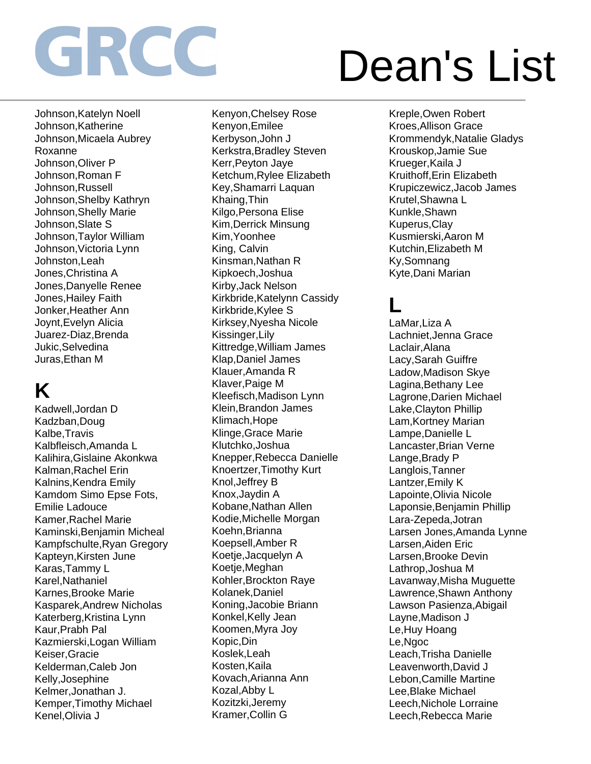# GRCC Dean's List

Johnson,Katelyn Noell
Johnson,Katherine
Johnson,Micaela Aubrey Roxanne
Johnson,Oliver P
Johnson,Roman F
Johnson,Russell
Johnson,Shelby Kathryn
Johnson,Shelly Marie
Johnson,Slate S
Johnson,Taylor William
Johnson,Victoria Lynn
Johnston,Leah
Jones,Christina A
Jones,Danyelle Renee
Jones,Hailey Faith
Jonker,Heather Ann
Joynt,Evelyn Alicia
Juarez-Diaz,Brenda
Jukic,Selvedina
Juras,Ethan M

## K

Kadwell,Jordan D
Kadzban,Doug
Kalbe,Travis
Kalbfleisch,Amanda L
Kalihira,Gislaine Akonkwa
Kalman,Rachel Erin
Kalnins,Kendra Emily
Kamdom Simo Epse Fots, Emilie Ladouce
Kamer,Rachel Marie
Kaminski,Benjamin Micheal
Kampfschulte,Ryan Gregory
Kapteyn,Kirsten June
Karas,Tammy L
Karel,Nathaniel
Karnes,Brooke Marie
Kasparek,Andrew Nicholas
Katerberg,Kristina Lynn
Kaur,Prabh Pal
Kazmierski,Logan William
Keiser,Gracie
Kelderman,Caleb Jon
Kelly,Josephine
Kelmer,Jonathan J.
Kemper,Timothy Michael
Kenel,Olivia J
Kenyon,Chelsey Rose
Kenyon,Emilee
Kerbyson,John J
Kerkstra,Bradley Steven
Kerr,Peyton Jaye
Ketchum,Rylee Elizabeth
Key,Shamarri Laquan
Khaing,Thin
Kilgo,Persona Elise
Kim,Derrick Minsung
Kim,Yoonhee
King, Calvin
Kinsman,Nathan R
Kipkoech,Joshua
Kirby,Jack Nelson
Kirkbride,Katelynn Cassidy
Kirkbride,Kylee S
Kirksey,Nyesha Nicole
Kissinger,Lily
Kittredge,William James
Klap,Daniel James
Klauer,Amanda R
Klaver,Paige M
Kleefisch,Madison Lynn
Klein,Brandon James
Klimach,Hope
Klinge,Grace Marie
Klutchko,Joshua
Knepper,Rebecca Danielle
Knoertzer,Timothy Kurt
Knol,Jeffrey B
Knox,Jaydin A
Kobane,Nathan Allen
Kodie,Michelle Morgan
Koehn,Brianna
Koepsell,Amber R
Koetje,Jacquelyn A
Koetje,Meghan
Kohler,Brockton Raye
Kolanek,Daniel
Koning,Jacobie Briann
Konkel,Kelly Jean
Koomen,Myra Joy
Kopic,Din
Koslek,Leah
Kosten,Kaila
Kovach,Arianna Ann
Kozal,Abby L
Kozitzki,Jeremy
Kramer,Collin G
Kreple,Owen Robert
Kroes,Allison Grace
Krommendyk,Natalie Gladys
Krouskop,Jamie Sue
Krueger,Kaila J
Kruithoff,Erin Elizabeth
Krupiczewicz,Jacob James
Krutel,Shawna L
Kunkle,Shawn
Kuperus,Clay
Kusmierski,Aaron M
Kutchin,Elizabeth M
Ky,Somnang
Kyte,Dani Marian

## L

LaMar,Liza A
Lachniet,Jenna Grace
Laclair,Alana
Lacy,Sarah Guiffre
Ladow,Madison Skye
Lagina,Bethany Lee
Lagrone,Darien Michael
Lake,Clayton Phillip
Lam,Kortney Marian
Lampe,Danielle L
Lancaster,Brian Verne
Lange,Brady P
Langlois,Tanner
Lantzer,Emily K
Lapointe,Olivia Nicole
Laponsie,Benjamin Phillip
Lara-Zepeda,Jotran
Larsen Jones,Amanda Lynne
Larsen,Aiden Eric
Larsen,Brooke Devin
Lathrop,Joshua M
Lavanway,Misha Muguette
Lawrence,Shawn Anthony
Lawson Pasienza,Abigail
Layne,Madison J
Le,Huy Hoang
Le,Ngoc
Leach,Trisha Danielle
Leavenworth,David J
Lebon,Camille Martine
Lee,Blake Michael
Leech,Nichole Lorraine
Leech,Rebecca Marie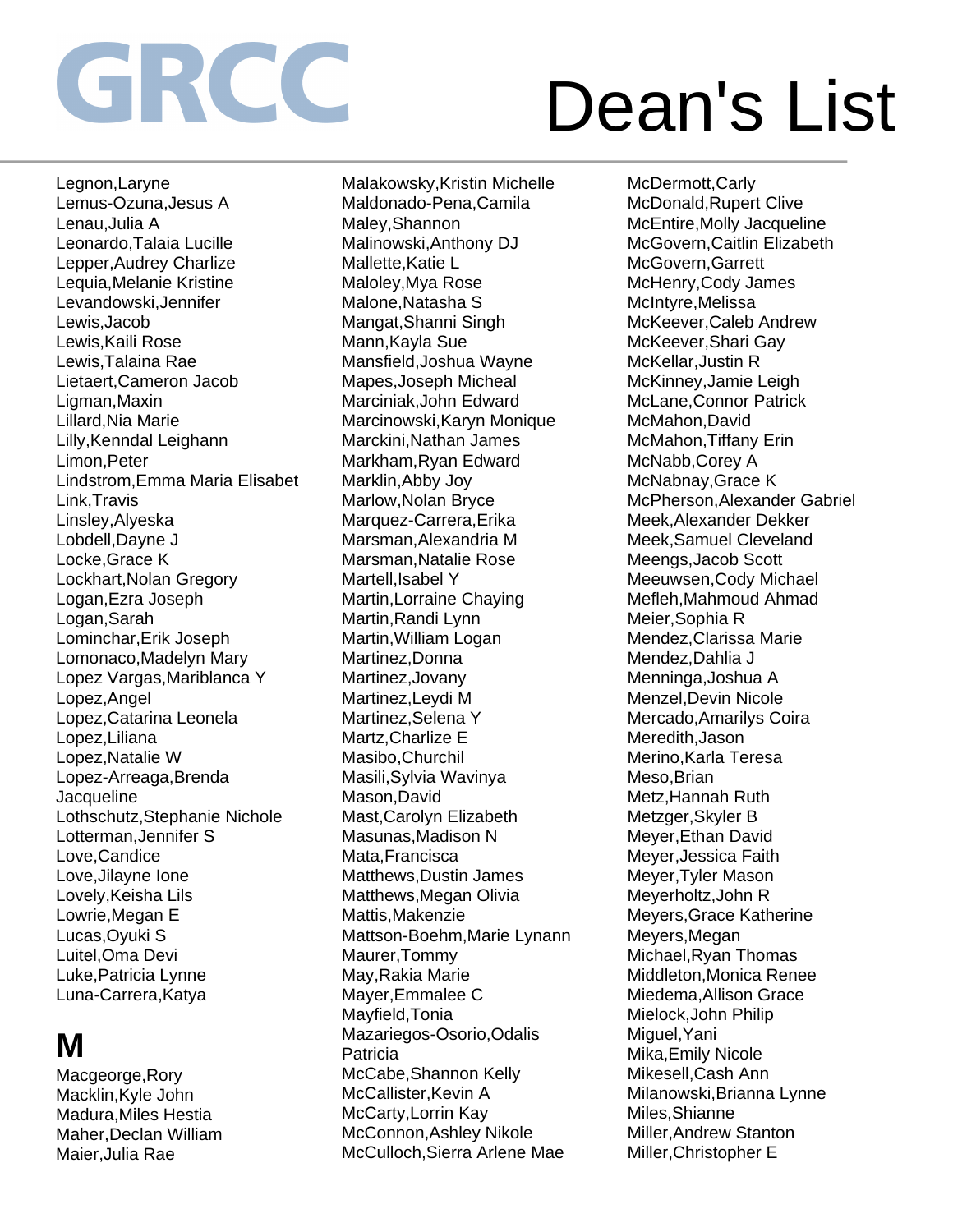# Dean's List

Legnon,Laryne
Lemus-Ozuna,Jesus A
Lenau,Julia A
Leonardo,Talaia Lucille
Lepper,Audrey Charlize
Lequia,Melanie Kristine
Levandowski,Jennifer
Lewis,Jacob
Lewis,Kaili Rose
Lewis,Talaina Rae
Lietaert,Cameron Jacob
Ligman,Maxin
Lillard,Nia Marie
Lilly,Kenndal Leighann
Limon,Peter
Lindstrom,Emma Maria Elisabet
Link,Travis
Linsley,Alyeska
Lobdell,Dayne J
Locke,Grace K
Lockhart,Nolan Gregory
Logan,Ezra Joseph
Logan,Sarah
Lominchar,Erik Joseph
Lomonaco,Madelyn Mary
Lopez Vargas,Mariblanca Y
Lopez,Angel
Lopez,Catarina Leonela
Lopez,Liliana
Lopez,Natalie W
Lopez-Arreaga,Brenda Jacqueline
Lothschutz,Stephanie Nichole
Lotterman,Jennifer S
Love,Candice
Love,Jilayne Ione
Lovely,Keisha Lils
Lowrie,Megan E
Lucas,Oyuki S
Luitel,Oma Devi
Luke,Patricia Lynne
Luna-Carrera,Katya

## M

Macgeorge,Rory
Macklin,Kyle John
Madura,Miles Hestia
Maher,Declan William
Maier,Julia Rae
Malakowsky,Kristin Michelle
Maldonado-Pena,Camila
Maley,Shannon
Malinowski,Anthony DJ
Mallette,Katie L
Maloley,Mya Rose
Malone,Natasha S
Mangat,Shanni Singh
Mann,Kayla Sue
Mansfield,Joshua Wayne
Mapes,Joseph Micheal
Marciniak,John Edward
Marcinowski,Karyn Monique
Marckini,Nathan James
Markham,Ryan Edward
Marklin,Abby Joy
Marlow,Nolan Bryce
Marquez-Carrera,Erika
Marsman,Alexandria M
Marsman,Natalie Rose
Martell,Isabel Y
Martin,Lorraine Chaying
Martin,Randi Lynn
Martin,William Logan
Martinez,Donna
Martinez,Jovany
Martinez,Leydi M
Martinez,Selena Y
Martz,Charlize E
Masibo,Churchil
Masili,Sylvia Wavinya
Mason,David
Mast,Carolyn Elizabeth
Masunas,Madison N
Mata,Francisca
Matthews,Dustin James
Matthews,Megan Olivia
Mattis,Makenzie
Mattson-Boehm,Marie Lynann
Maurer,Tommy
May,Rakia Marie
Mayer,Emmalee C
Mayfield,Tonia
Mazariegos-Osorio,Odalis Patricia
McCabe,Shannon Kelly
McCallister,Kevin A
McCarty,Lorrin Kay
McConnon,Ashley Nikole
McCulloch,Sierra Arlene Mae
McDermott,Carly
McDonald,Rupert Clive
McEntire,Molly Jacqueline
McGovern,Caitlin Elizabeth
McGovern,Garrett
McHenry,Cody James
McIntyre,Melissa
McKeever,Caleb Andrew
McKeever,Shari Gay
McKellar,Justin R
McKinney,Jamie Leigh
McLane,Connor Patrick
McMahon,David
McMahon,Tiffany Erin
McNabb,Corey A
McNabnay,Grace K
McPherson,Alexander Gabriel
Meek,Alexander Dekker
Meek,Samuel Cleveland
Meengs,Jacob Scott
Meeuwsen,Cody Michael
Mefleh,Mahmoud Ahmad
Meier,Sophia R
Mendez,Clarissa Marie
Mendez,Dahlia J
Menninga,Joshua A
Menzel,Devin Nicole
Mercado,Amarilys Coira
Meredith,Jason
Merino,Karla Teresa
Meso,Brian
Metz,Hannah Ruth
Metzger,Skyler B
Meyer,Ethan David
Meyer,Jessica Faith
Meyer,Tyler Mason
Meyerholtz,John R
Meyers,Grace Katherine
Meyers,Megan
Michael,Ryan Thomas
Middleton,Monica Renee
Miedema,Allison Grace
Mielock,John Philip
Miguel,Yani
Mika,Emily Nicole
Mikesell,Cash Ann
Milanowski,Brianna Lynne
Miles,Shianne
Miller,Andrew Stanton
Miller,Christopher E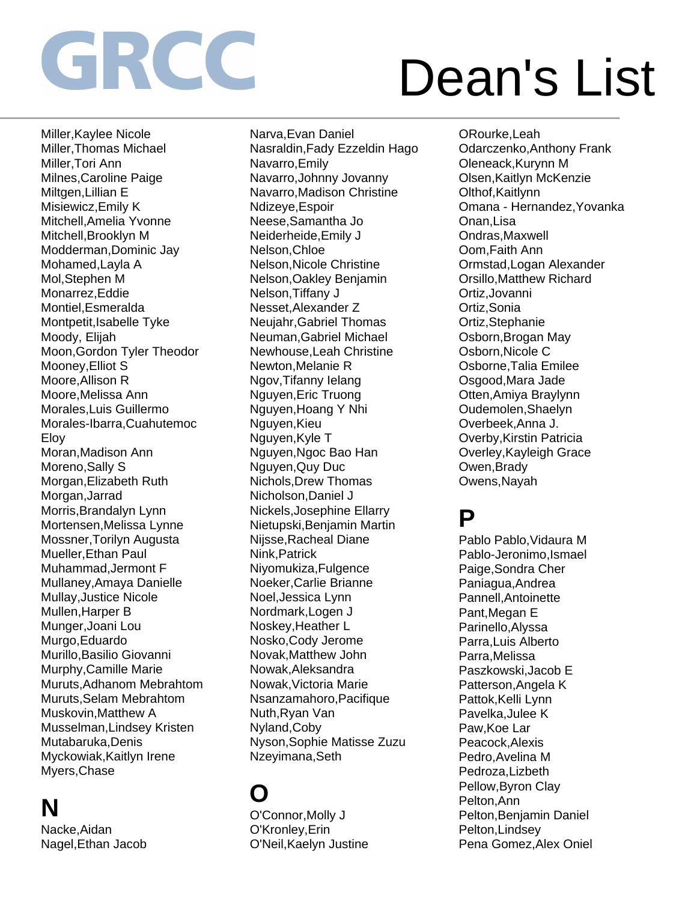# GRCC Dean's List

Miller,Kaylee Nicole
Miller,Thomas Michael
Miller,Tori Ann
Milnes,Caroline Paige
Miltgen,Lillian E
Misiewicz,Emily K
Mitchell,Amelia Yvonne
Mitchell,Brooklyn M
Modderman,Dominic Jay
Mohamed,Layla A
Mol,Stephen M
Monarrez,Eddie
Montiel,Esmeralda
Montpetit,Isabelle Tyke
Moody, Elijah
Moon,Gordon Tyler Theodor
Mooney,Elliot S
Moore,Allison R
Moore,Melissa Ann
Morales,Luis Guillermo
Morales-Ibarra,Cuahutemoc Eloy
Moran,Madison Ann
Moreno,Sally S
Morgan,Elizabeth Ruth
Morgan,Jarrad
Morris,Brandalyn Lynn
Mortensen,Melissa Lynne
Mossner,Torilyn Augusta
Mueller,Ethan Paul
Muhammad,Jermont F
Mullaney,Amaya Danielle
Mullay,Justice Nicole
Mullen,Harper B
Munger,Joani Lou
Murgo,Eduardo
Murillo,Basilio Giovanni
Murphy,Camille Marie
Muruts,Adhanom Mebrahtom
Muruts,Selam Mebrahtom
Muskovin,Matthew A
Musselman,Lindsey Kristen
Mutabaruka,Denis
Myckowiak,Kaitlyn Irene
Myers,Chase

## N

Nacke,Aidan
Nagel,Ethan Jacob
Narva,Evan Daniel
Nasraldin,Fady Ezzeldin Hago
Navarro,Emily
Navarro,Johnny Jovanny
Navarro,Madison Christine
Ndizeye,Espoir
Neese,Samantha Jo
Neiderheide,Emily J
Nelson,Chloe
Nelson,Nicole Christine
Nelson,Oakley Benjamin
Nelson,Tiffany J
Nesset,Alexander Z
Neujahr,Gabriel Thomas
Neuman,Gabriel Michael
Newhouse,Leah Christine
Newton,Melanie R
Ngov,Tifanny Ielang
Nguyen,Eric Truong
Nguyen,Hoang Y Nhi
Nguyen,Kieu
Nguyen,Kyle T
Nguyen,Ngoc Bao Han
Nguyen,Quy Duc
Nichols,Drew Thomas
Nicholson,Daniel J
Nickels,Josephine Ellarry
Nietupski,Benjamin Martin
Nijsse,Racheal Diane
Nink,Patrick
Niyomukiza,Fulgence
Noeker,Carlie Brianne
Noel,Jessica Lynn
Nordmark,Logen J
Noskey,Heather L
Nosko,Cody Jerome
Novak,Matthew John
Nowak,Aleksandra
Nowak,Victoria Marie
Nsanzamahoro,Pacifique
Nuth,Ryan Van
Nyland,Coby
Nyson,Sophie Matisse Zuzu
Nzeyimana,Seth

## O

O'Connor,Molly J
O'Kronley,Erin
O'Neil,Kaelyn Justine
ORourke,Leah
Odarczenko,Anthony Frank
Oleneack,Kurynn M
Olsen,Kaitlyn McKenzie
Olthof,Kaitlynn
Omana - Hernandez,Yovanka
Onan,Lisa
Ondras,Maxwell
Oom,Faith Ann
Ormstad,Logan Alexander
Orsillo,Matthew Richard
Ortiz,Jovanni
Ortiz,Sonia
Ortiz,Stephanie
Osborn,Brogan May
Osborn,Nicole C
Osborne,Talia Emilee
Osgood,Mara Jade
Otten,Amiya Braylynn
Oudemolen,Shaelyn
Overbeek,Anna J.
Overby,Kirstin Patricia
Overley,Kayleigh Grace
Owen,Brady
Owens,Nayah

## P

Pablo Pablo,Vidaura M
Pablo-Jeronimo,Ismael
Paige,Sondra Cher
Paniagua,Andrea
Pannell,Antoinette
Pant,Megan E
Parinello,Alyssa
Parra,Luis Alberto
Parra,Melissa
Paszkowski,Jacob E
Patterson,Angela K
Pattok,Kelli Lynn
Pavelka,Julee K
Paw,Koe Lar
Peacock,Alexis
Pedro,Avelina M
Pedroza,Lizbeth
Pellow,Byron Clay
Pelton,Ann
Pelton,Benjamin Daniel
Pelton,Lindsey
Pena Gomez,Alex Oniel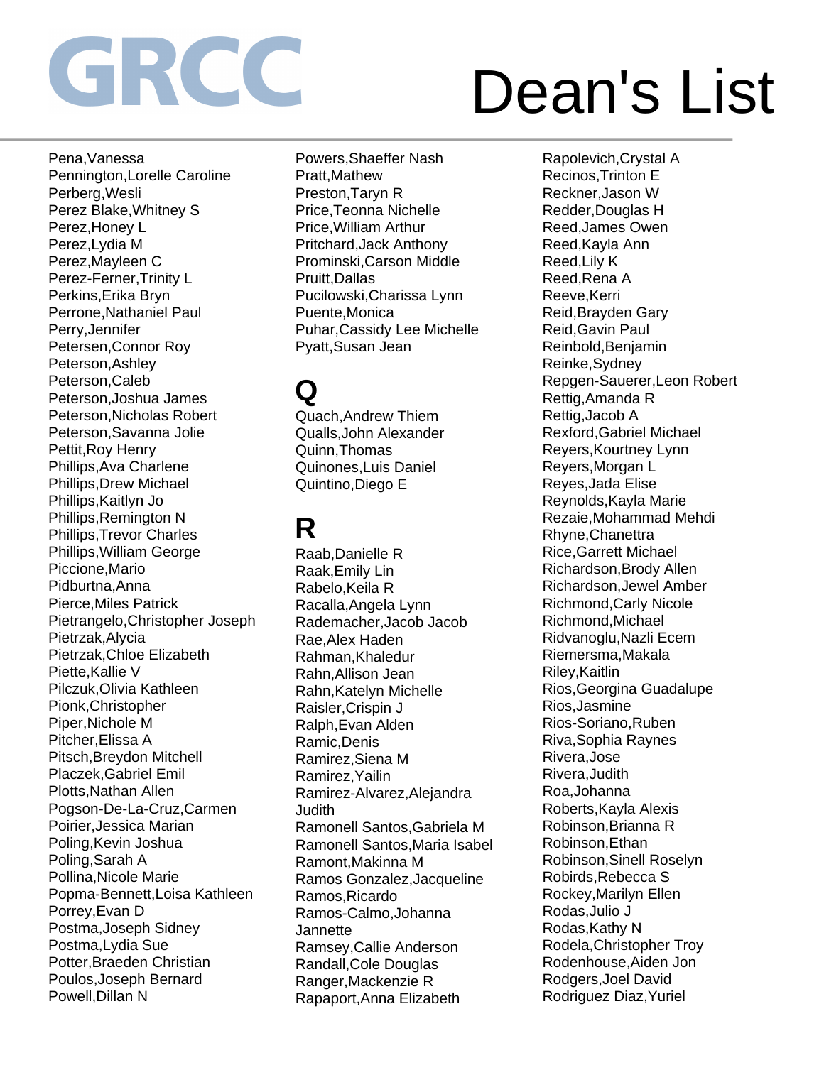# GRCC Dean's List

Pena,Vanessa
Pennington,Lorelle Caroline
Perberg,Wesli
Perez Blake,Whitney S
Perez,Honey L
Perez,Lydia M
Perez,Mayleen C
Perez-Ferner,Trinity L
Perkins,Erika Bryn
Perrone,Nathaniel Paul
Perry,Jennifer
Petersen,Connor Roy
Peterson,Ashley
Peterson,Caleb
Peterson,Joshua James
Peterson,Nicholas Robert
Peterson,Savanna Jolie
Pettit,Roy Henry
Phillips,Ava Charlene
Phillips,Drew Michael
Phillips,Kaitlyn Jo
Phillips,Remington N
Phillips,Trevor Charles
Phillips,William George
Piccione,Mario
Pidburtna,Anna
Pierce,Miles Patrick
Pietrangelo,Christopher Joseph
Pietrzak,Alycia
Pietrzak,Chloe Elizabeth
Piette,Kallie V
Pilczuk,Olivia Kathleen
Pionk,Christopher
Piper,Nichole M
Pitcher,Elissa A
Pitsch,Breydon Mitchell
Placzek,Gabriel Emil
Plotts,Nathan Allen
Pogson-De-La-Cruz,Carmen
Poirier,Jessica Marian
Poling,Kevin Joshua
Poling,Sarah A
Pollina,Nicole Marie
Popma-Bennett,Loisa Kathleen
Porrey,Evan D
Postma,Joseph Sidney
Postma,Lydia Sue
Potter,Braeden Christian
Poulos,Joseph Bernard
Powell,Dillan N
Powers,Shaeffer Nash
Pratt,Mathew
Preston,Taryn R
Price,Teonna Nichelle
Price,William Arthur
Pritchard,Jack Anthony
Prominski,Carson Middle
Pruitt,Dallas
Pucilowski,Charissa Lynn
Puente,Monica
Puhar,Cassidy Lee Michelle
Pyatt,Susan Jean

## Q

Quach,Andrew Thiem
Qualls,John Alexander
Quinn,Thomas
Quinones,Luis Daniel
Quintino,Diego E

## R

Raab,Danielle R
Raak,Emily Lin
Rabelo,Keila R
Racalla,Angela Lynn
Rademacher,Jacob Jacob
Rae,Alex Haden
Rahman,Khaledur
Rahn,Allison Jean
Rahn,Katelyn Michelle
Raisler,Crispin J
Ralph,Evan Alden
Ramic,Denis
Ramirez,Siena M
Ramirez,Yailin
Ramirez-Alvarez,Alejandra Judith
Ramonell Santos,Gabriela M
Ramonell Santos,Maria Isabel
Ramont,Makinna M
Ramos Gonzalez,Jacqueline
Ramos,Ricardo
Ramos-Calmo,Johanna Jannette
Ramsey,Callie Anderson
Randall,Cole Douglas
Ranger,Mackenzie R
Rapaport,Anna Elizabeth
Rapolevich,Crystal A
Recinos,Trinton E
Reckner,Jason W
Redder,Douglas H
Reed,James Owen
Reed,Kayla Ann
Reed,Lily K
Reed,Rena A
Reeve,Kerri
Reid,Brayden Gary
Reid,Gavin Paul
Reinbold,Benjamin
Reinke,Sydney
Repgen-Sauerer,Leon Robert
Rettig,Amanda R
Rettig,Jacob A
Rexford,Gabriel Michael
Reyers,Kourtney Lynn
Reyers,Morgan L
Reyes,Jada Elise
Reynolds,Kayla Marie
Rezaie,Mohammad Mehdi
Rhyne,Chanettra
Rice,Garrett Michael
Richardson,Brody Allen
Richardson,Jewel Amber
Richmond,Carly Nicole
Richmond,Michael
Ridvanoglu,Nazli Ecem
Riemersma,Makala
Riley,Kaitlin
Rios,Georgina Guadalupe
Rios,Jasmine
Rios-Soriano,Ruben
Riva,Sophia Raynes
Rivera,Jose
Rivera,Judith
Roa,Johanna
Roberts,Kayla Alexis
Robinson,Brianna R
Robinson,Ethan
Robinson,Sinell Roselyn
Robirds,Rebecca S
Rockey,Marilyn Ellen
Rodas,Julio J
Rodas,Kathy N
Rodela,Christopher Troy
Rodenhouse,Aiden Jon
Rodgers,Joel David
Rodriguez Diaz,Yuriel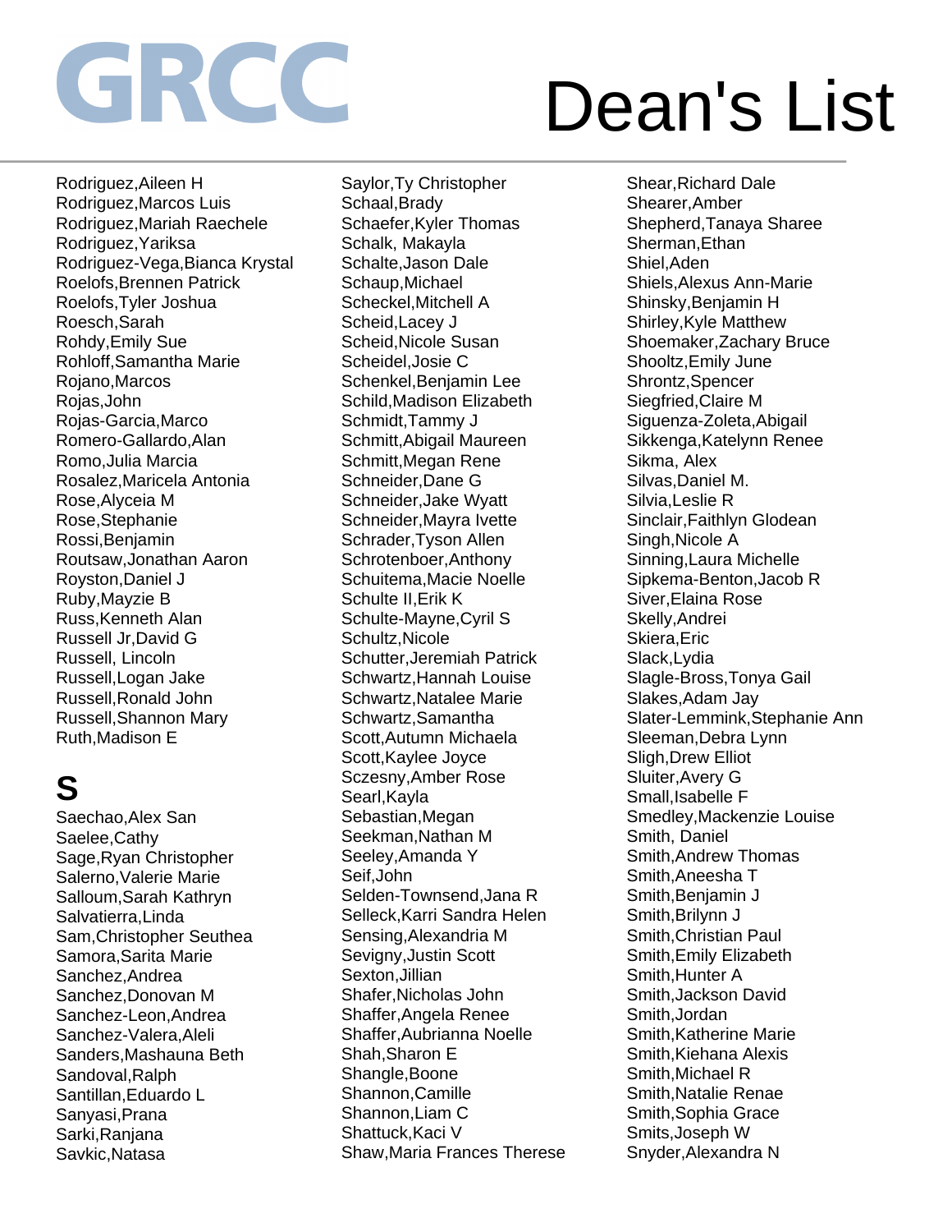# GRCC Dean's List

Rodriguez,Aileen H
Rodriguez,Marcos Luis
Rodriguez,Mariah Raechele
Rodriguez,Yariksa
Rodriguez-Vega,Bianca Krystal
Roelofs,Brennen Patrick
Roelofs,Tyler Joshua
Roesch,Sarah
Rohdy,Emily Sue
Rohloff,Samantha Marie
Rojano,Marcos
Rojas,John
Rojas-Garcia,Marco
Romero-Gallardo,Alan
Romo,Julia Marcia
Rosalez,Maricela Antonia
Rose,Alyceia M
Rose,Stephanie
Rossi,Benjamin
Routsaw,Jonathan Aaron
Royston,Daniel J
Ruby,Mayzie B
Russ,Kenneth Alan
Russell Jr,David G
Russell, Lincoln
Russell,Logan Jake
Russell,Ronald John
Russell,Shannon Mary
Ruth,Madison E

## S

Saechao,Alex San
Saelee,Cathy
Sage,Ryan Christopher
Salerno,Valerie Marie
Salloum,Sarah Kathryn
Salvatierra,Linda
Sam,Christopher Seuthea
Samora,Sarita Marie
Sanchez,Andrea
Sanchez,Donovan M
Sanchez-Leon,Andrea
Sanchez-Valera,Aleli
Sanders,Mashauna Beth
Sandoval,Ralph
Santillan,Eduardo L
Sanyasi,Prana
Sarki,Ranjana
Savkic,Natasa
Saylor,Ty Christopher
Schaal,Brady
Schaefer,Kyler Thomas
Schalk, Makayla
Schalte,Jason Dale
Schaup,Michael
Scheckel,Mitchell A
Scheid,Lacey J
Scheid,Nicole Susan
Scheidel,Josie C
Schenkel,Benjamin Lee
Schild,Madison Elizabeth
Schmidt,Tammy J
Schmitt,Abigail Maureen
Schmitt,Megan Rene
Schneider,Dane G
Schneider,Jake Wyatt
Schneider,Mayra Ivette
Schrader,Tyson Allen
Schrotenboer,Anthony
Schuitema,Macie Noelle
Schulte II,Erik K
Schulte-Mayne,Cyril S
Schultz,Nicole
Schutter,Jeremiah Patrick
Schwartz,Hannah Louise
Schwartz,Natalee Marie
Schwartz,Samantha
Scott,Autumn Michaela
Scott,Kaylee Joyce
Sczesny,Amber Rose
Searl,Kayla
Sebastian,Megan
Seekman,Nathan M
Seeley,Amanda Y
Seif,John
Selden-Townsend,Jana R
Selleck,Karri Sandra Helen
Sensing,Alexandria M
Sevigny,Justin Scott
Sexton,Jillian
Shafer,Nicholas John
Shaffer,Angela Renee
Shaffer,Aubrianna Noelle
Shah,Sharon E
Shangle,Boone
Shannon,Camille
Shannon,Liam C
Shattuck,Kaci V
Shaw,Maria Frances Therese
Shear,Richard Dale
Shearer,Amber
Shepherd,Tanaya Sharee
Sherman,Ethan
Shiel,Aden
Shiels,Alexus Ann-Marie
Shinsky,Benjamin H
Shirley,Kyle Matthew
Shoemaker,Zachary Bruce
Shooltz,Emily June
Shrontz,Spencer
Siegfried,Claire M
Siguenza-Zoleta,Abigail
Sikkenga,Katelynn Renee
Sikma, Alex
Silvas,Daniel M.
Silvia,Leslie R
Sinclair,Faithlyn Glodean
Singh,Nicole A
Sinning,Laura Michelle
Sipkema-Benton,Jacob R
Siver,Elaina Rose
Skelly,Andrei
Skiera,Eric
Slack,Lydia
Slagle-Bross,Tonya Gail
Slakes,Adam Jay
Slater-Lemmink,Stephanie Ann
Sleeman,Debra Lynn
Sligh,Drew Elliot
Sluiter,Avery G
Small,Isabelle F
Smedley,Mackenzie Louise
Smith, Daniel
Smith,Andrew Thomas
Smith,Aneesha T
Smith,Benjamin J
Smith,Brilynn J
Smith,Christian Paul
Smith,Emily Elizabeth
Smith,Hunter A
Smith,Jackson David
Smith,Jordan
Smith,Katherine Marie
Smith,Kiehana Alexis
Smith,Michael R
Smith,Natalie Renae
Smith,Sophia Grace
Smits,Joseph W
Snyder,Alexandra N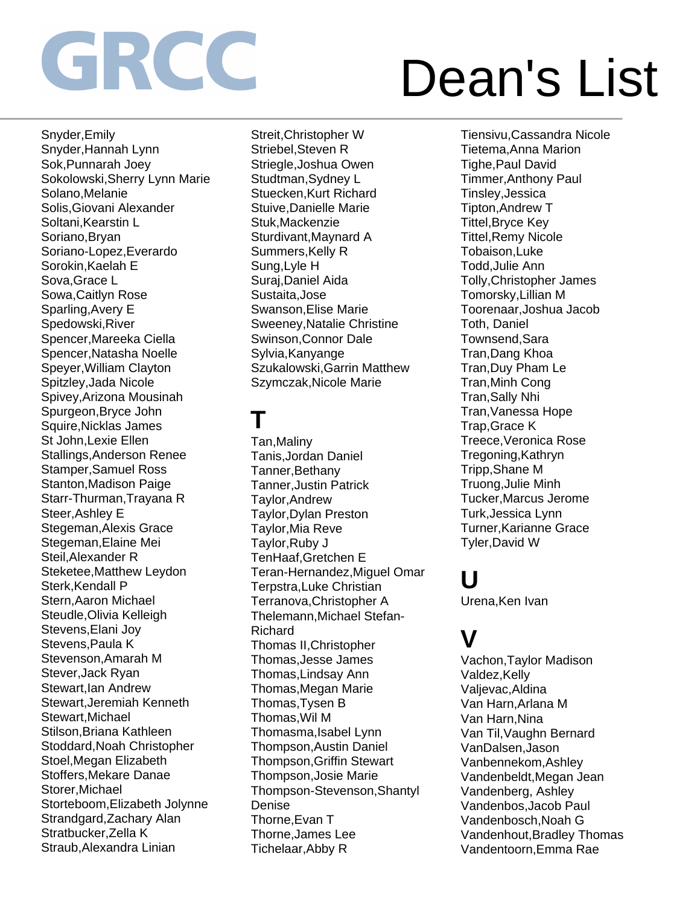# GRCC Dean's List

Snyder,Emily
Snyder,Hannah Lynn
Sok,Punnarah Joey
Sokolowski,Sherry Lynn Marie
Solano,Melanie
Solis,Giovani Alexander
Soltani,Kearstin L
Soriano,Bryan
Soriano-Lopez,Everardo
Sorokin,Kaelah E
Sova,Grace L
Sowa,Caitlyn Rose
Sparling,Avery E
Spedowski,River
Spencer,Mareeka Ciella
Spencer,Natasha Noelle
Speyer,William Clayton
Spitzley,Jada Nicole
Spivey,Arizona Mousinah
Spurgeon,Bryce John
Squire,Nicklas James
St John,Lexie Ellen
Stallings,Anderson Renee
Stamper,Samuel Ross
Stanton,Madison Paige
Starr-Thurman,Trayana R
Steer,Ashley E
Stegeman,Alexis Grace
Stegeman,Elaine Mei
Steil,Alexander R
Steketee,Matthew Leydon
Sterk,Kendall P
Stern,Aaron Michael
Steudle,Olivia Kelleigh
Stevens,Elani Joy
Stevens,Paula K
Stevenson,Amarah M
Stever,Jack Ryan
Stewart,Ian Andrew
Stewart,Jeremiah Kenneth
Stewart,Michael
Stilson,Briana Kathleen
Stoddard,Noah Christopher
Stoel,Megan Elizabeth
Stoffers,Mekare Danae
Storer,Michael
Storteboom,Elizabeth Jolynne
Strandgard,Zachary Alan
Stratbucker,Zella K
Straub,Alexandra Linian
Streit,Christopher W
Striebel,Steven R
Striegle,Joshua Owen
Studtman,Sydney L
Stuecken,Kurt Richard
Stuive,Danielle Marie
Stuk,Mackenzie
Sturdivant,Maynard A
Summers,Kelly R
Sung,Lyle H
Suraj,Daniel Aida
Sustaita,Jose
Swanson,Elise Marie
Sweeney,Natalie Christine
Swinson,Connor Dale
Sylvia,Kanyange
Szukalowski,Garrin Matthew
Szymczak,Nicole Marie

## T

Tan,Maliny
Tanis,Jordan Daniel
Tanner,Bethany
Tanner,Justin Patrick
Taylor,Andrew
Taylor,Dylan Preston
Taylor,Mia Reve
Taylor,Ruby J
TenHaaf,Gretchen E
Teran-Hernandez,Miguel Omar
Terpstra,Luke Christian
Terranova,Christopher A
Thelemann,Michael Stefan-Richard
Thomas II,Christopher
Thomas,Jesse James
Thomas,Lindsay Ann
Thomas,Megan Marie
Thomas,Tysen B
Thomas,Wil M
Thomasma,Isabel Lynn
Thompson,Austin Daniel
Thompson,Griffin Stewart
Thompson,Josie Marie
Thompson-Stevenson,Shantyl Denise
Thorne,Evan T
Thorne,James Lee
Tichelaar,Abby R
Tiensivu,Cassandra Nicole
Tietema,Anna Marion
Tighe,Paul David
Timmer,Anthony Paul
Tinsley,Jessica
Tipton,Andrew T
Tittel,Bryce Key
Tittel,Remy Nicole
Tobaison,Luke
Todd,Julie Ann
Tolly,Christopher James
Tomorsky,Lillian M
Toorenaar,Joshua Jacob
Toth, Daniel
Townsend,Sara
Tran,Dang Khoa
Tran,Duy Pham Le
Tran,Minh Cong
Tran,Sally Nhi
Tran,Vanessa Hope
Trap,Grace K
Treece,Veronica Rose
Tregoning,Kathryn
Tripp,Shane M
Truong,Julie Minh
Tucker,Marcus Jerome
Turk,Jessica Lynn
Turner,Karianne Grace
Tyler,David W

## U

Urena,Ken Ivan

## V

Vachon,Taylor Madison
Valdez,Kelly
Valjevac,Aldina
Van Harn,Arlana M
Van Harn,Nina
Van Til,Vaughn Bernard
VanDalsen,Jason
Vanbennekom,Ashley
Vandenbeldt,Megan Jean
Vandenberg, Ashley
Vandenbos,Jacob Paul
Vandenbosch,Noah G
Vandenhout,Bradley Thomas
Vandentoorn,Emma Rae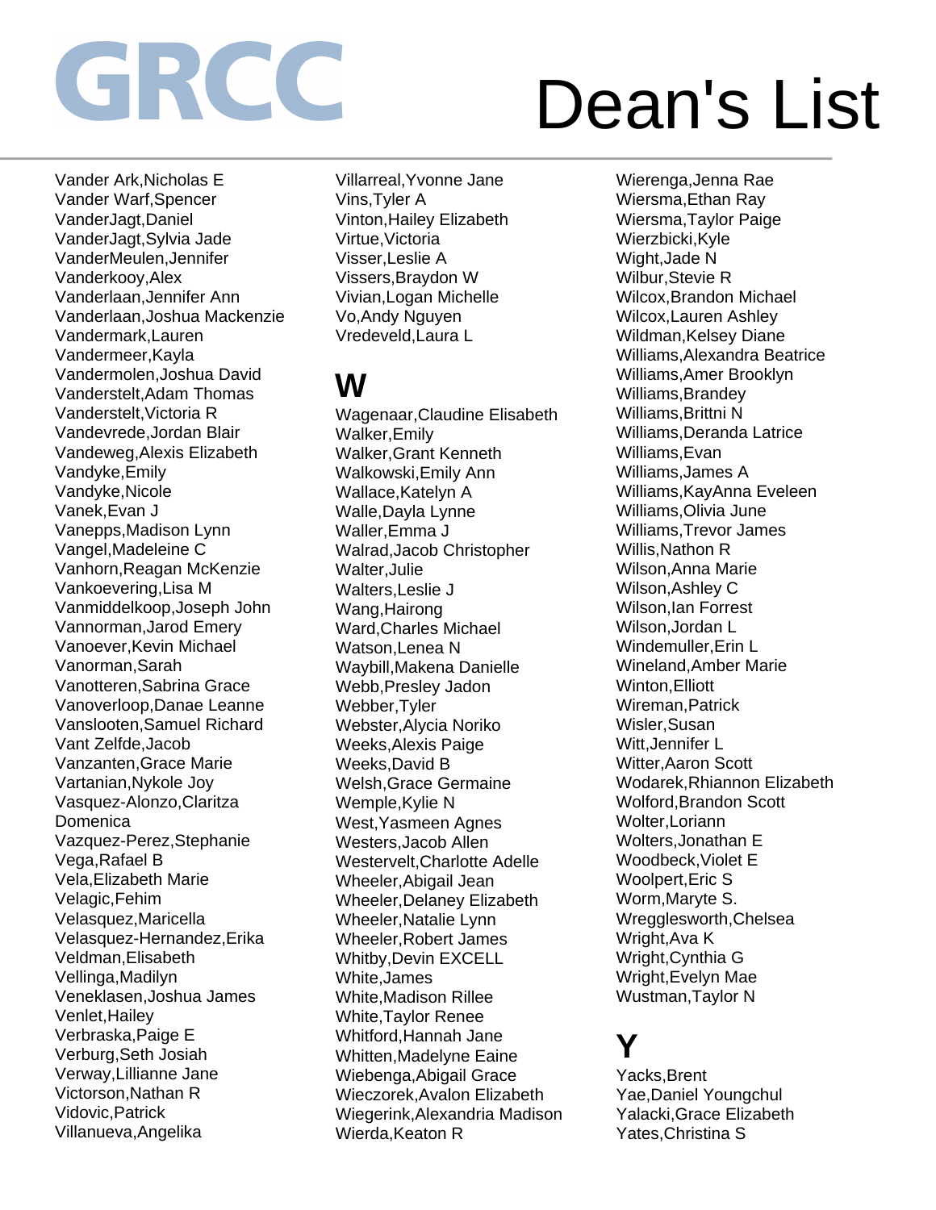# GRCC Dean's List

Vander Ark,Nicholas E
Vander Warf,Spencer
VanderJagt,Daniel
VanderJagt,Sylvia Jade
VanderMeulen,Jennifer
Vanderkooy,Alex
Vanderlaan,Jennifer Ann
Vanderlaan,Joshua Mackenzie
Vandermark,Lauren
Vandermeer,Kayla
Vandermolen,Joshua David
Vanderstelt,Adam Thomas
Vanderstelt,Victoria R
Vandevrede,Jordan Blair
Vandeweg,Alexis Elizabeth
Vandyke,Emily
Vandyke,Nicole
Vanek,Evan J
Vanepps,Madison Lynn
Vangel,Madeleine C
Vanhorn,Reagan McKenzie
Vankoevering,Lisa M
Vanmiddelkoop,Joseph John
Vannorman,Jarod Emery
Vanoever,Kevin Michael
Vanorman,Sarah
Vanotteren,Sabrina Grace
Vanoverloop,Danae Leanne
Vanslooten,Samuel Richard
Vant Zelfde,Jacob
Vanzanten,Grace Marie
Vartanian,Nykole Joy
Vasquez-Alonzo,Claritza Domenica
Vazquez-Perez,Stephanie
Vega,Rafael B
Vela,Elizabeth Marie
Velagic,Fehim
Velasquez,Maricella
Velasquez-Hernandez,Erika
Veldman,Elisabeth
Vellinga,Madilyn
Veneklasen,Joshua James
Venlet,Hailey
Verbraska,Paige E
Verburg,Seth Josiah
Verway,Lillianne Jane
Victorson,Nathan R
Vidovic,Patrick
Villanueva,Angelika
Villarreal,Yvonne Jane
Vins,Tyler A
Vinton,Hailey Elizabeth
Virtue,Victoria
Visser,Leslie A
Vissers,Braydon W
Vivian,Logan Michelle
Vo,Andy Nguyen
Vredeveld,Laura L

## W

Wagenaar,Claudine Elisabeth
Walker,Emily
Walker,Grant Kenneth
Walkowski,Emily Ann
Wallace,Katelyn A
Walle,Dayla Lynne
Waller,Emma J
Walrad,Jacob Christopher
Walter,Julie
Walters,Leslie J
Wang,Hairong
Ward,Charles Michael
Watson,Lenea N
Waybill,Makena Danielle
Webb,Presley Jadon
Webber,Tyler
Webster,Alycia Noriko
Weeks,Alexis Paige
Weeks,David B
Welsh,Grace Germaine
Wemple,Kylie N
West,Yasmeen Agnes
Westers,Jacob Allen
Westervelt,Charlotte Adelle
Wheeler,Abigail Jean
Wheeler,Delaney Elizabeth
Wheeler,Natalie Lynn
Wheeler,Robert James
Whitby,Devin EXCELL
White,James
White,Madison Rillee
White,Taylor Renee
Whitford,Hannah Jane
Whitten,Madelyne Eaine
Wiebenga,Abigail Grace
Wieczorek,Avalon Elizabeth
Wiegerink,Alexandria Madison
Wierda,Keaton R
Wierenga,Jenna Rae
Wiersma,Ethan Ray
Wiersma,Taylor Paige
Wierzbicki,Kyle
Wight,Jade N
Wilbur,Stevie R
Wilcox,Brandon Michael
Wilcox,Lauren Ashley
Wildman,Kelsey Diane
Williams,Alexandra Beatrice
Williams,Amer Brooklyn
Williams,Brandey
Williams,Brittni N
Williams,Deranda Latrice
Williams,Evan
Williams,James A
Williams,KayAnna Eveleen
Williams,Olivia June
Williams,Trevor James
Willis,Nathon R
Wilson,Anna Marie
Wilson,Ashley C
Wilson,Ian Forrest
Wilson,Jordan L
Windemuller,Erin L
Wineland,Amber Marie
Winton,Elliott
Wireman,Patrick
Wisler,Susan
Witt,Jennifer L
Witter,Aaron Scott
Wodarek,Rhiannon Elizabeth
Wolford,Brandon Scott
Wolter,Loriann
Wolters,Jonathan E
Woodbeck,Violet E
Woolpert,Eric S
Worm,Maryte S.
Wregglesworth,Chelsea
Wright,Ava K
Wright,Cynthia G
Wright,Evelyn Mae
Wustman,Taylor N

## Y

Yacks,Brent
Yae,Daniel Youngchul
Yalacki,Grace Elizabeth
Yates,Christina S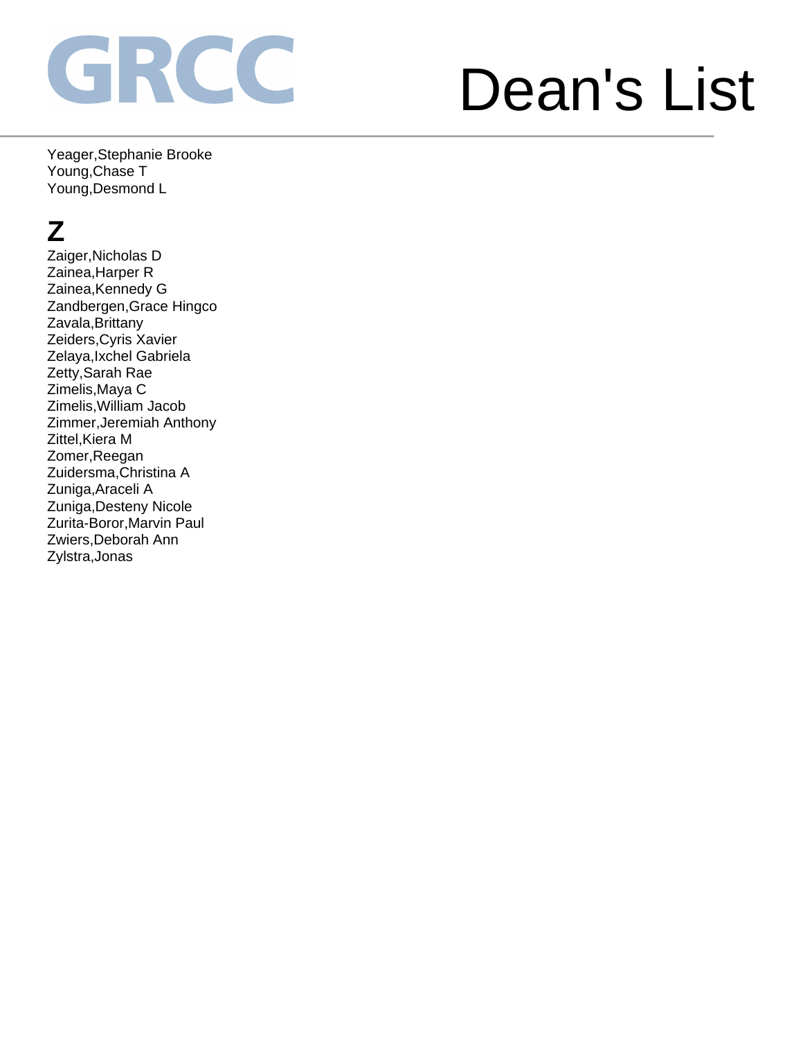Yeager,Stephanie Brooke
Young,Chase T
Young,Desmond L

## Z

Zaiger,Nicholas D
Zainea,Harper R
Zainea,Kennedy G
Zandbergen,Grace Hingco
Zavala,Brittany
Zeiders,Cyris Xavier
Zelaya,Ixchel Gabriela
Zetty,Sarah Rae
Zimelis,Maya C
Zimelis,William Jacob
Zimmer,Jeremiah Anthony
Zittel,Kiera M
Zomer,Reegan
Zuidersma,Christina A
Zuniga,Araceli A
Zuniga,Desteny Nicole
Zurita-Boror,Marvin Paul
Zwiers,Deborah Ann
Zylstra,Jonas